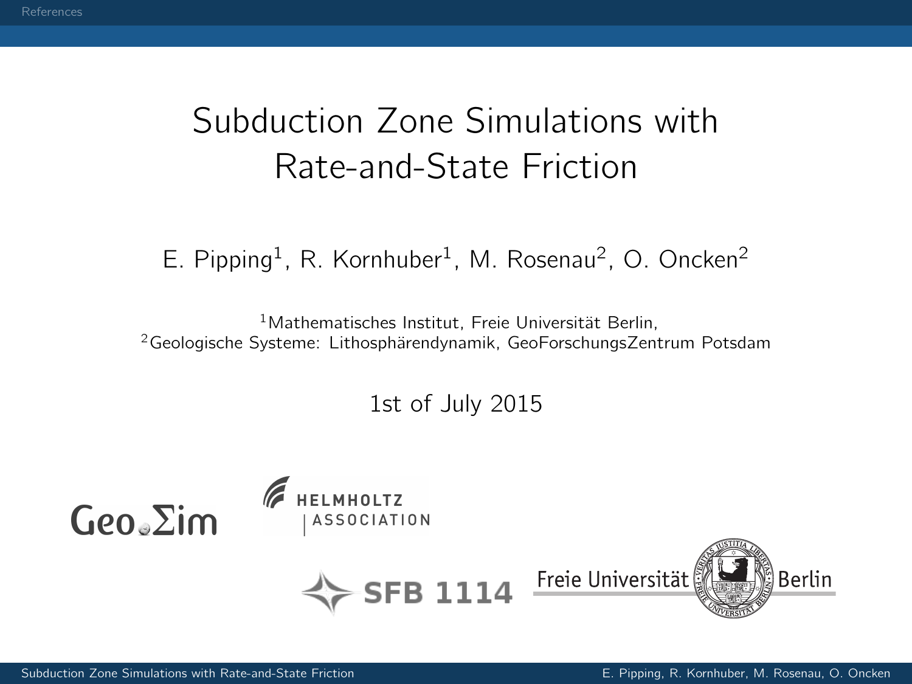# Subduction Zone Simulations with Rate-and-State Friction

E. Pipping[1], R. Kornhuber[1], M. Rosenau[2], O. Oncken[2]

[1]Mathematisches Institut, Freie Universität Berlin,
[2]Geologische Systeme: Lithosphärendynamik, GeoForschungsZentrum Potsdam

1st of July 2015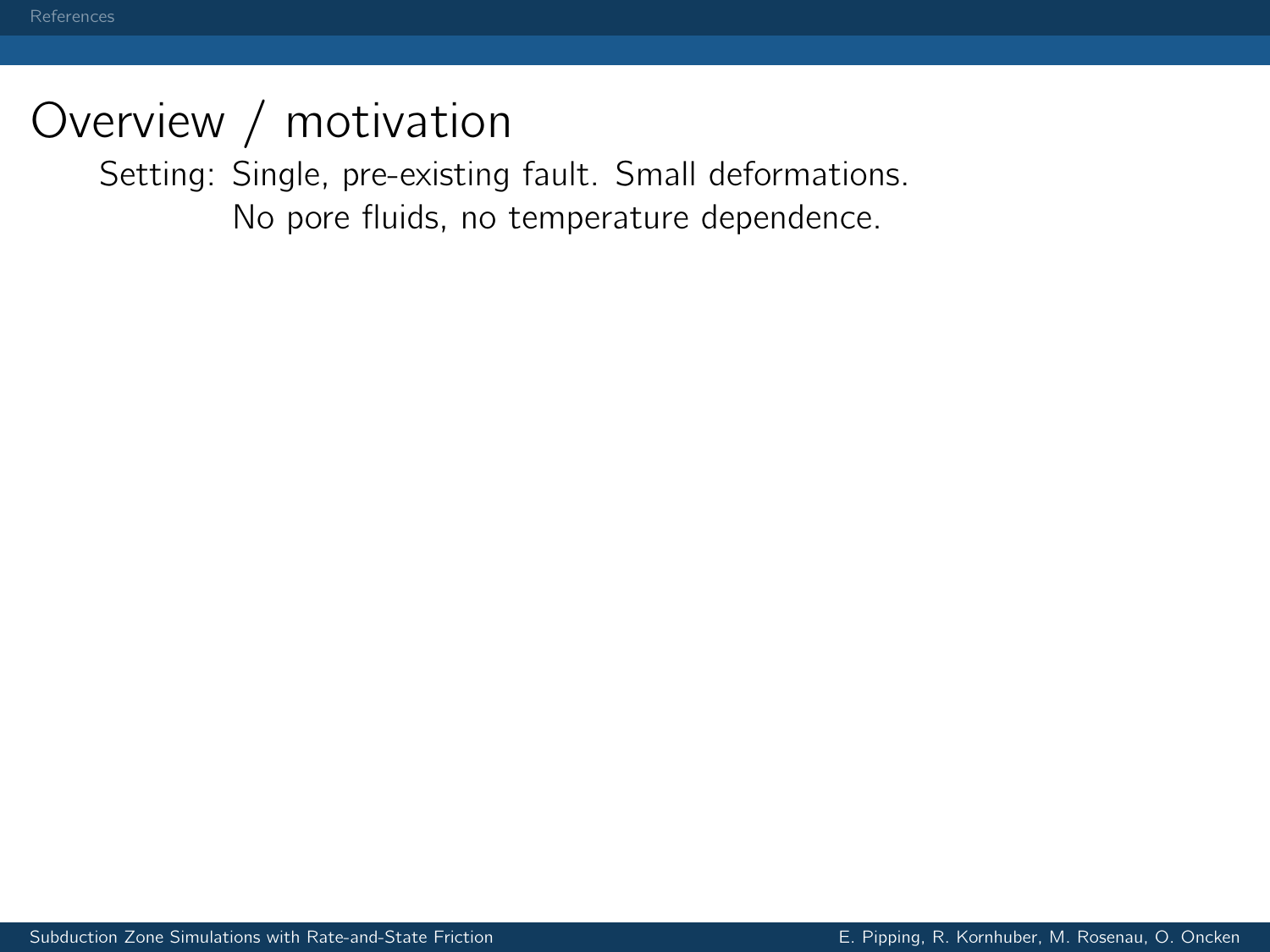# Overview / motivation

Setting: Single, pre-existing fault. Small deformations.
No pore fluids, no temperature dependence.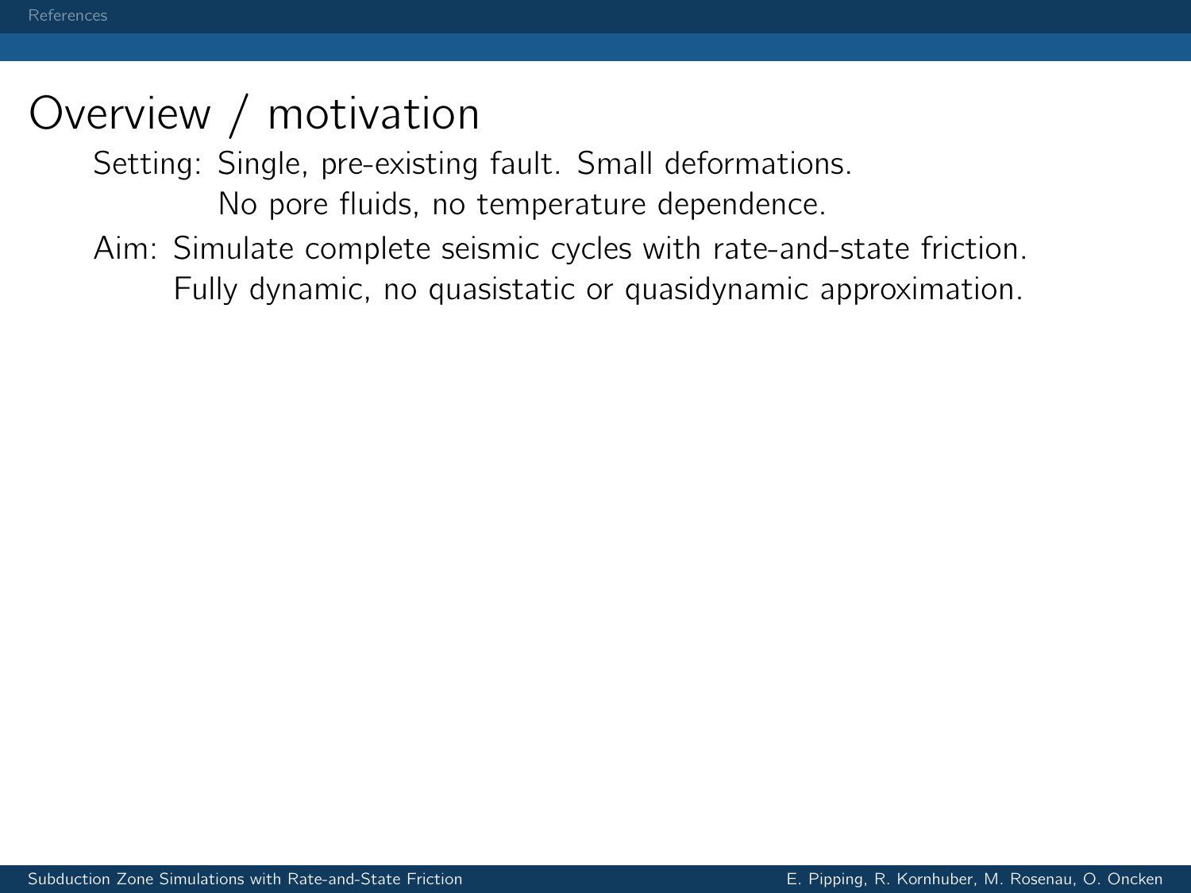# Overview / motivation

Setting: Single, pre-existing fault. Small deformations.
No pore fluids, no temperature dependence.

Aim: Simulate complete seismic cycles with rate-and-state friction.
Fully dynamic, no quasistatic or quasidynamic approximation.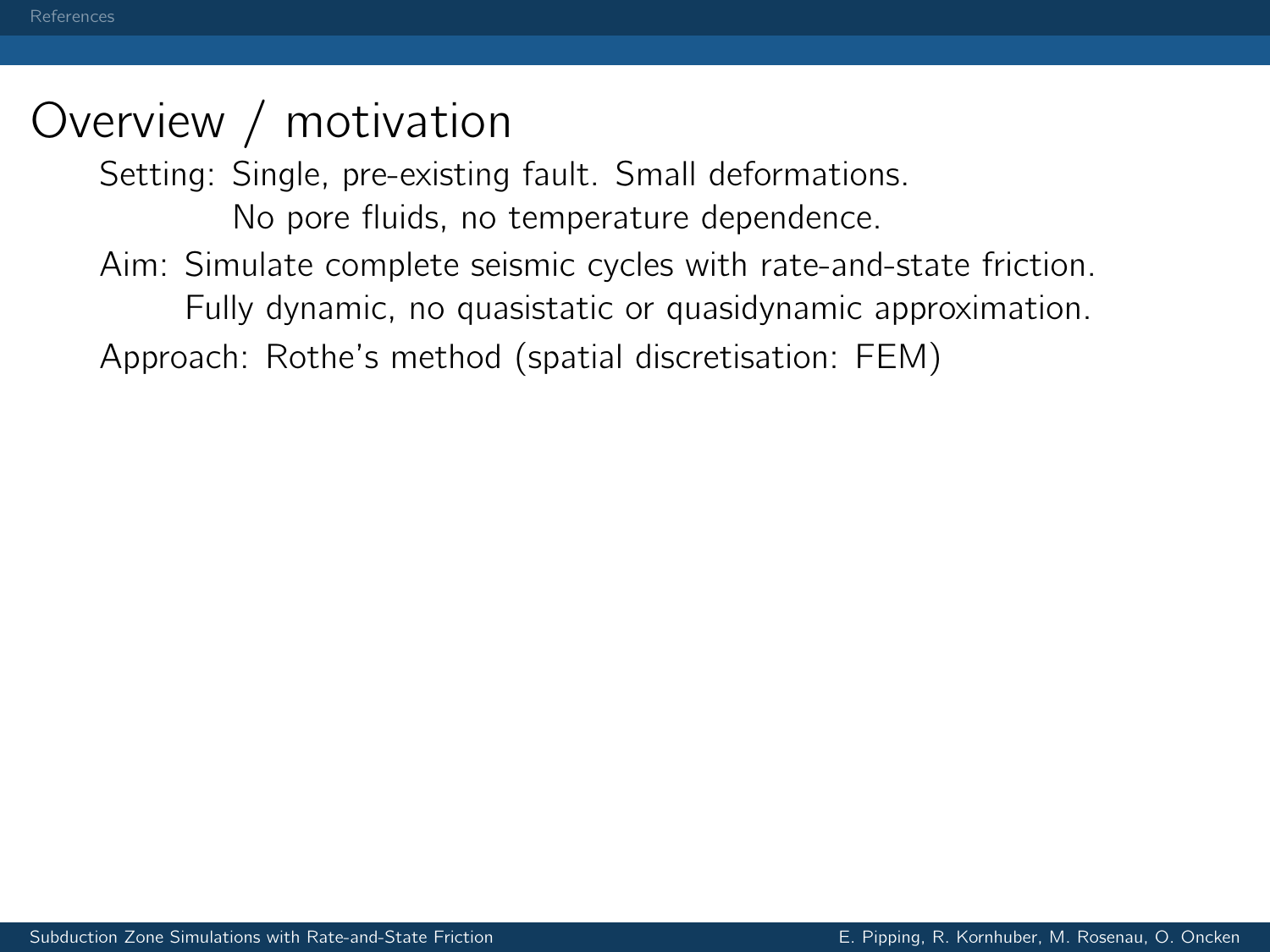# Overview / motivation

Setting: Single, pre-existing fault. Small deformations.
No pore fluids, no temperature dependence.

Aim: Simulate complete seismic cycles with rate-and-state friction.
Fully dynamic, no quasistatic or quasidynamic approximation.

Approach: Rothe's method (spatial discretisation: FEM)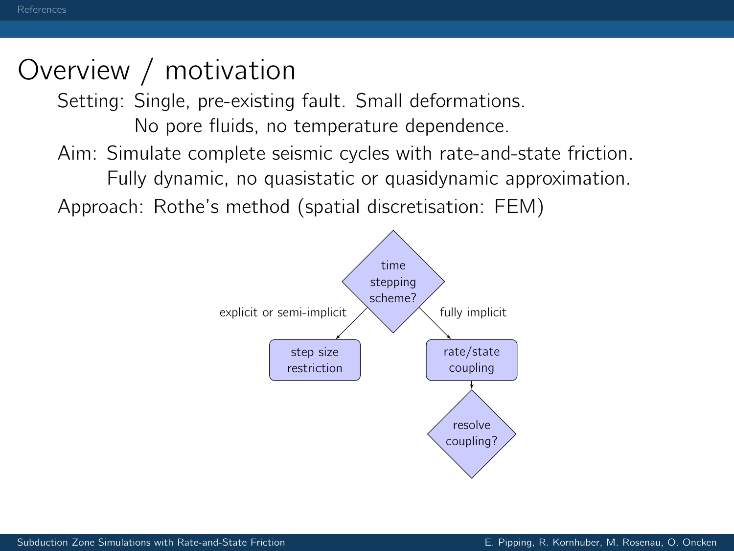# Overview / motivation

Setting: Single, pre-existing fault. Small deformations.
No pore fluids, no temperature dependence.

Aim: Simulate complete seismic cycles with rate-and-state friction.
Fully dynamic, no quasistatic or quasidynamic approximation.

Approach: Rothe's method (spatial discretisation: FEM)

time stepping scheme?

explicit or semi-implicit → step size restriction

fully implicit → rate/state coupling → resolve coupling?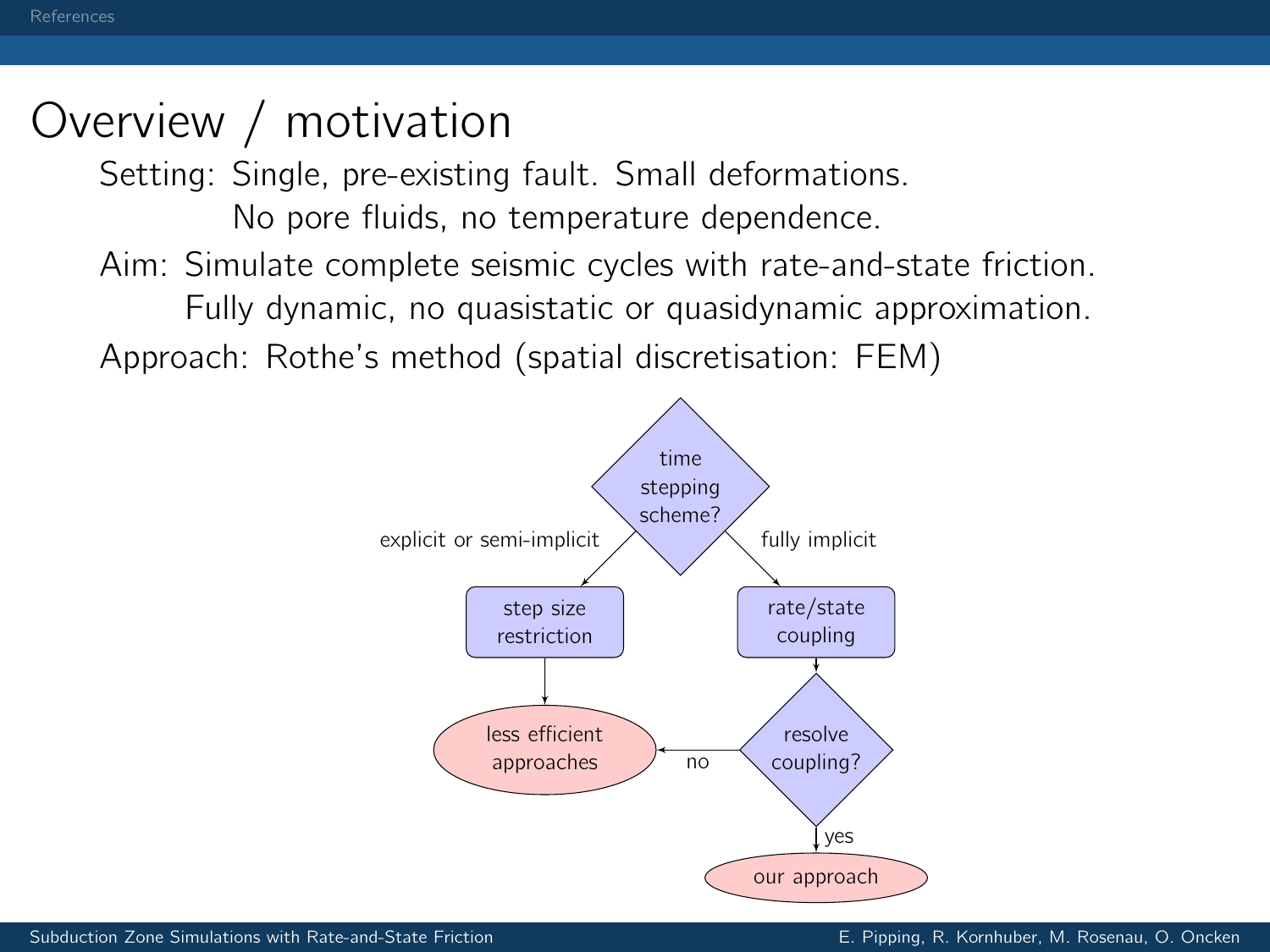# Overview / motivation

Setting: Single, pre-existing fault. Small deformations.
No pore fluids, no temperature dependence.

Aim: Simulate complete seismic cycles with rate-and-state friction.
Fully dynamic, no quasistatic or quasidynamic approximation.

Approach: Rothe's method (spatial discretisation: FEM)

time stepping scheme?

explicit or semi-implicit → step size restriction → less efficient approaches

fully implicit → rate/state coupling → resolve coupling?

no → less efficient approaches

yes → our approach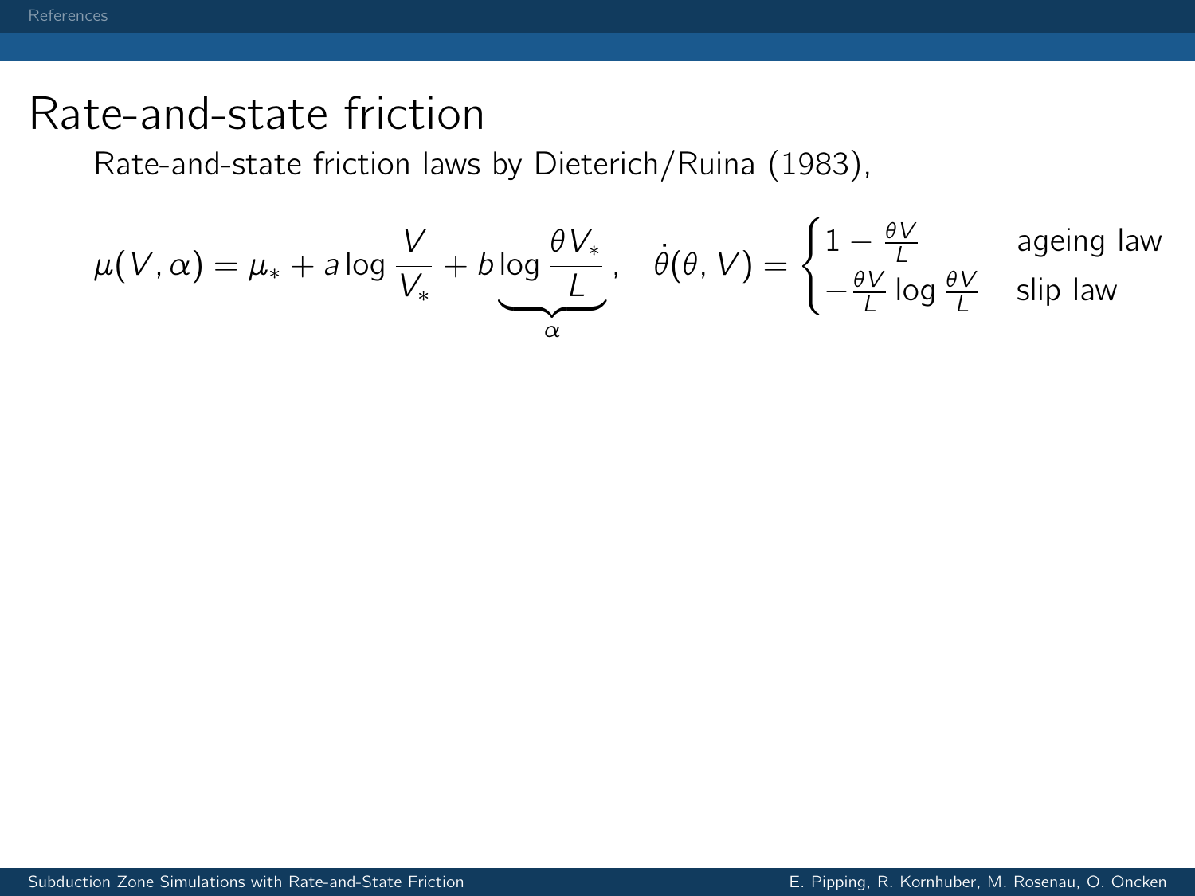# Rate-and-state friction

Rate-and-state friction laws by Dieterich/Ruina (1983),

$$\mu(V,\alpha) = \mu_* + a \log \frac{V}{V_*} + b \underbrace{\log \frac{\theta V_*}{L}}_{\alpha}, \quad \dot{\theta}(\theta, V) = \begin{cases} 1 - \frac{\theta V}{L} & \text{ageing law} \\ -\frac{\theta V}{L} \log \frac{\theta V}{L} & \text{slip law} \end{cases}$$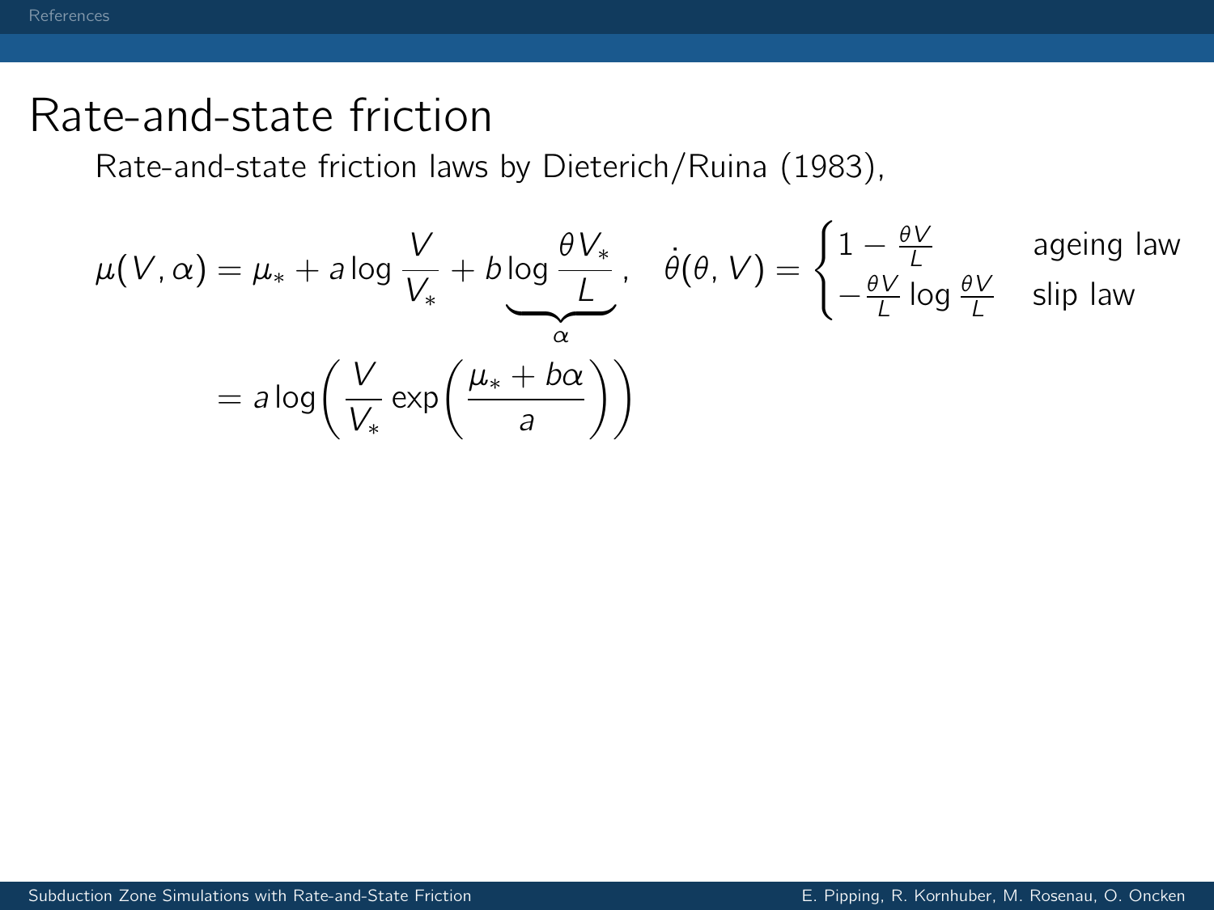# Rate-and-state friction

Rate-and-state friction laws by Dieterich/Ruina (1983),

$$
\mu(V,\alpha) = \mu_* + a\log\frac{V}{V_*} + b\underbrace{\log\frac{\theta V_*}{L}}_{\alpha}, \quad \dot{\theta}(\theta, V) = \begin{cases} 1 - \frac{\theta V}{L} & \text{ageing law} \\ -\frac{\theta V}{L}\log\frac{\theta V}{L} & \text{slip law} \end{cases}
$$

$$
= a\log\left(\frac{V}{V_*}\exp\left(\frac{\mu_* + b\alpha}{a}\right)\right)
$$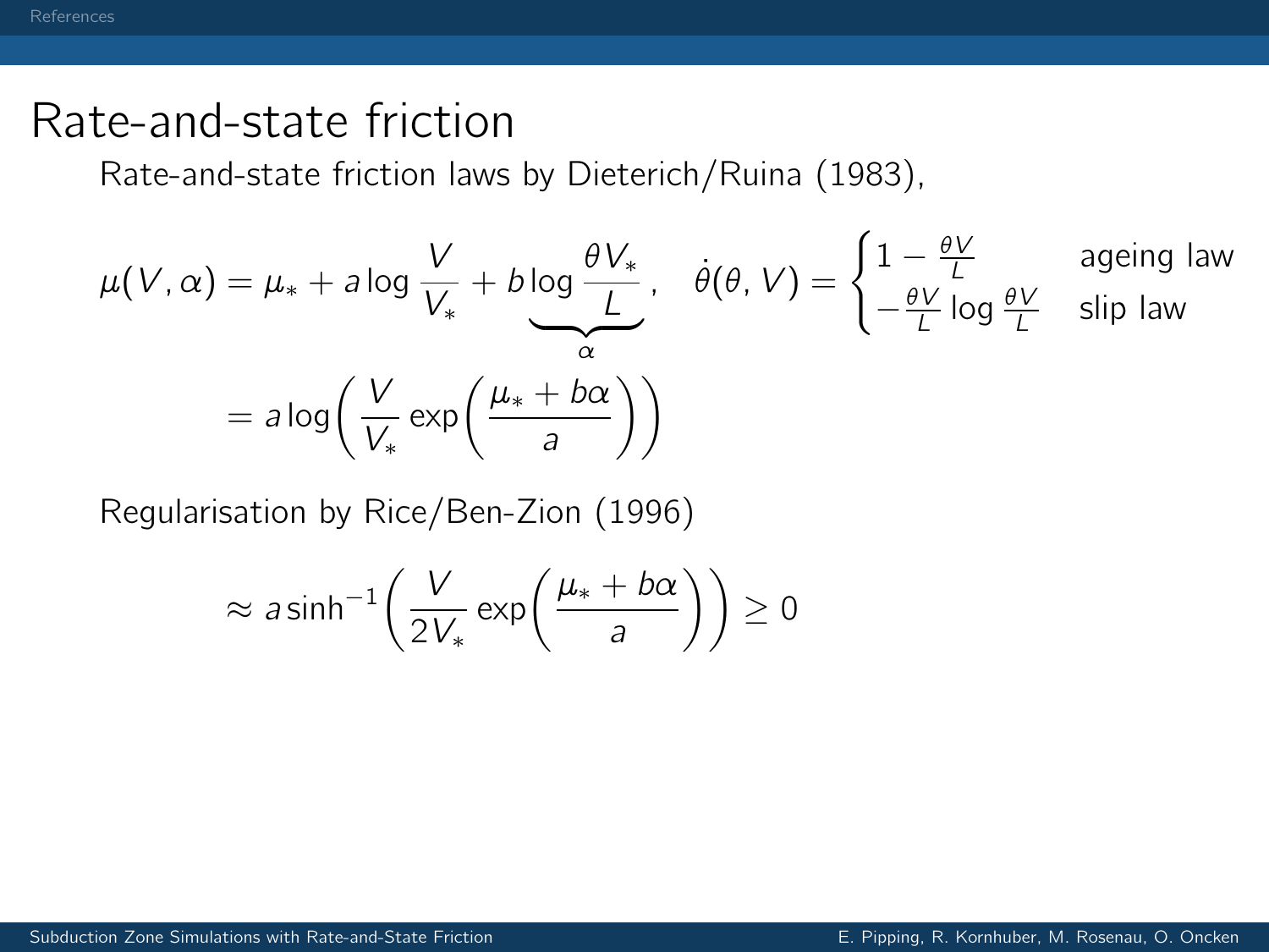# Rate-and-state friction

Rate-and-state friction laws by Dieterich/Ruina (1983),

$$\mu(V,\alpha) = \mu_* + a \log \frac{V}{V_*} + b \underbrace{\log \frac{\theta V_*}{L}}_{\alpha}, \quad \dot{\theta}(\theta, V) = \begin{cases} 1 - \frac{\theta V}{L} & \text{ageing law} \\ -\frac{\theta V}{L} \log \frac{\theta V}{L} & \text{slip law} \end{cases}$$

$$= a \log\left( \frac{V}{V_*} \exp\left( \frac{\mu_* + b\alpha}{a} \right) \right)$$

Regularisation by Rice/Ben-Zion (1996)

$$\approx a \sinh^{-1}\left( \frac{V}{2V_*} \exp\left( \frac{\mu_* + b\alpha}{a} \right) \right) \geq 0$$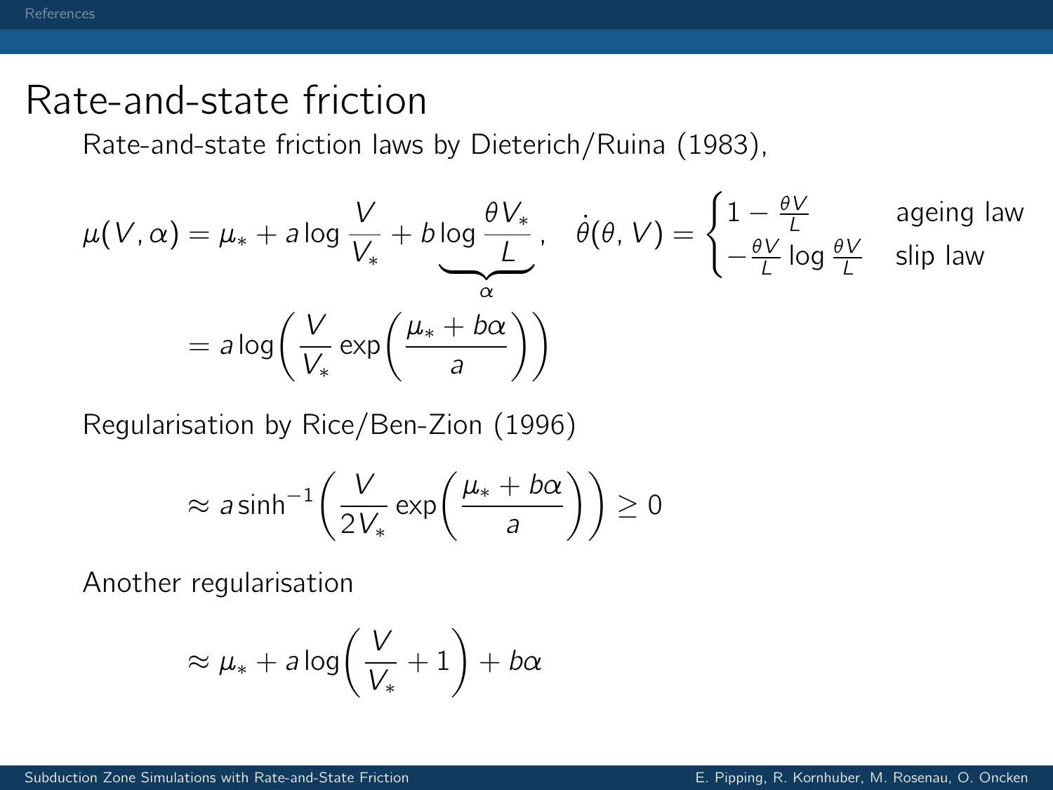# Rate-and-state friction

Rate-and-state friction laws by Dieterich/Ruina (1983),

$$\mu(V,\alpha) = \mu_* + a \log \frac{V}{V_*} + b \underbrace{\log \frac{\theta V_*}{L}}_{\alpha}, \quad \dot{\theta}(\theta, V) = \begin{cases} 1 - \frac{\theta V}{L} & \text{ageing law} \\ -\frac{\theta V}{L} \log \frac{\theta V}{L} & \text{slip law} \end{cases}$$

$$= a \log\left( \frac{V}{V_*} \exp\left( \frac{\mu_* + b\alpha}{a} \right) \right)$$

Regularisation by Rice/Ben-Zion (1996)

$$\approx a \sinh^{-1}\left( \frac{V}{2V_*} \exp\left( \frac{\mu_* + b\alpha}{a} \right) \right) \geq 0$$

Another regularisation

$$\approx \mu_* + a \log\left( \frac{V}{V_*} + 1 \right) + b\alpha$$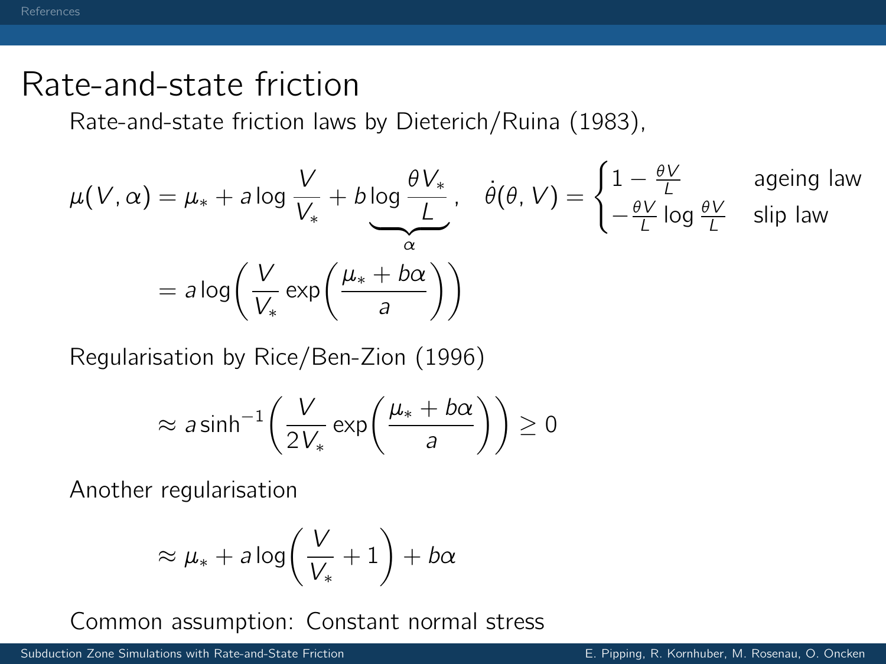# Rate-and-state friction

Rate-and-state friction laws by Dieterich/Ruina (1983),

$$
\mu(V,\alpha) = \mu_* + a \log \frac{V}{V_*} + b \underbrace{\log \frac{\theta V_*}{L}}_{\alpha}, \quad \dot{\theta}(\theta, V) = \begin{cases} 1 - \frac{\theta V}{L} & \text{ageing law} \\ -\frac{\theta V}{L} \log \frac{\theta V}{L} & \text{slip law} \end{cases}
$$

$$
= a \log\left( \frac{V}{V_*} \exp\left( \frac{\mu_* + b\alpha}{a} \right) \right)
$$

Regularisation by Rice/Ben-Zion (1996)

$$
\approx a \sinh^{-1}\left( \frac{V}{2V_*} \exp\left( \frac{\mu_* + b\alpha}{a} \right) \right) \geq 0
$$

Another regularisation

$$
\approx \mu_* + a \log\left( \frac{V}{V_*} + 1 \right) + b\alpha
$$

Common assumption: Constant normal stress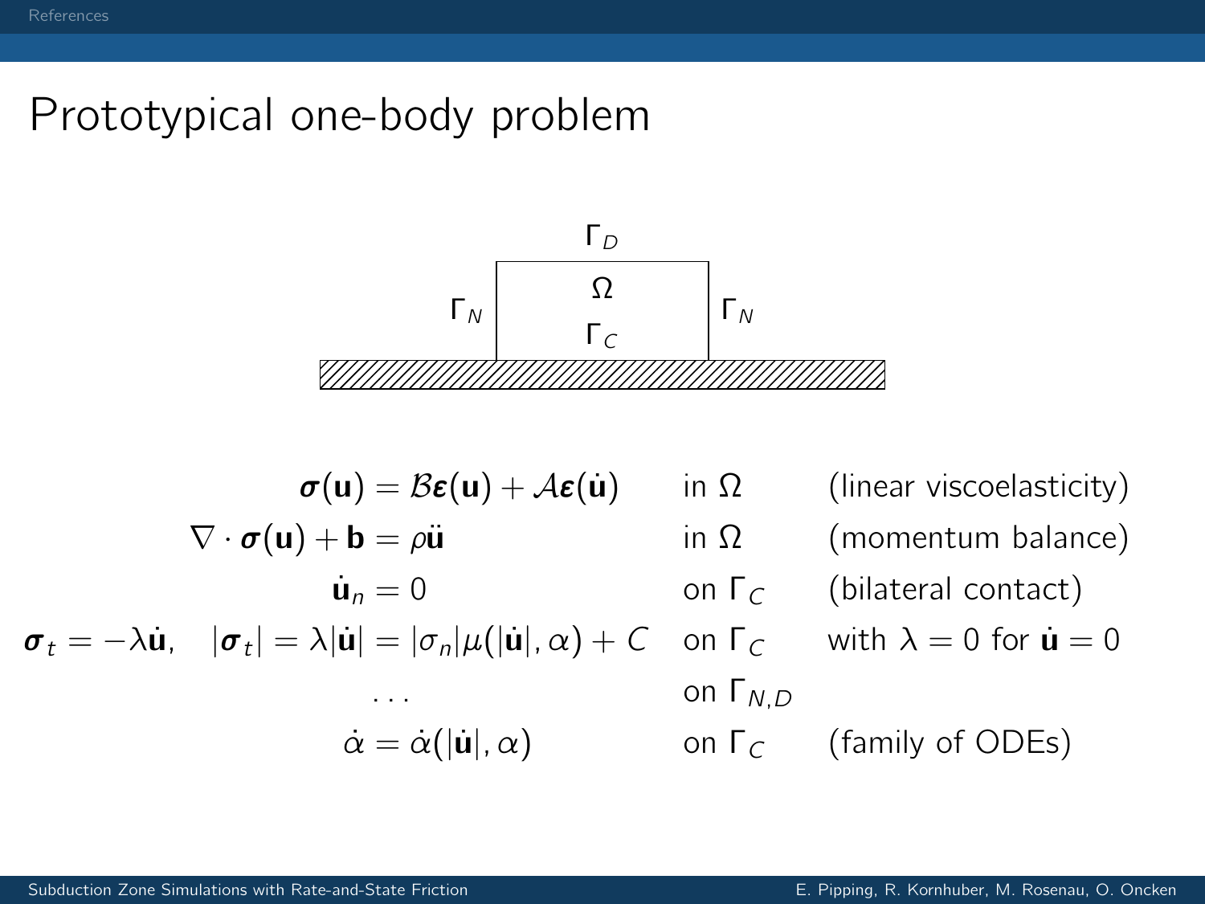# Prototypical one-body problem

$$
\begin{aligned}
\boldsymbol{\sigma}(\mathbf{u}) &= \mathcal{B}\boldsymbol{\varepsilon}(\mathbf{u}) + \mathcal{A}\boldsymbol{\varepsilon}(\dot{\mathbf{u}}) && \text{in } \Omega && \text{(linear viscoelasticity)} \\
\nabla \cdot \boldsymbol{\sigma}(\mathbf{u}) + \mathbf{b} &= \rho \ddot{\mathbf{u}} && \text{in } \Omega && \text{(momentum balance)} \\
\dot{\mathbf{u}}_n &= 0 && \text{on } \Gamma_C && \text{(bilateral contact)} \\
\boldsymbol{\sigma}_t = -\lambda \dot{\mathbf{u}}, \quad |\boldsymbol{\sigma}_t| = \lambda |\dot{\mathbf{u}}| &= |\sigma_n| \mu(|\dot{\mathbf{u}}|, \alpha) + C && \text{on } \Gamma_C && \text{with } \lambda = 0 \text{ for } \dot{\mathbf{u}} = 0 \\
&\dots && \text{on } \Gamma_{N,D} && \\
\dot{\alpha} &= \dot{\alpha}(|\dot{\mathbf{u}}|, \alpha) && \text{on } \Gamma_C && \text{(family of ODEs)}
\end{aligned}
$$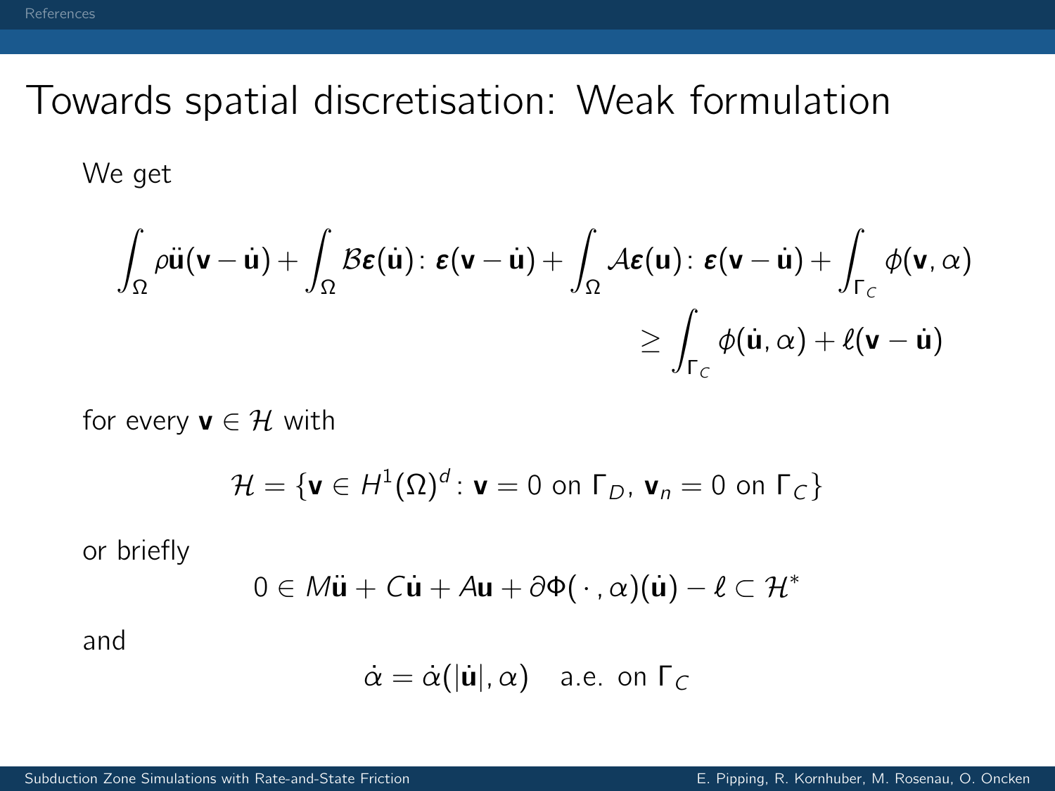# Towards spatial discretisation: Weak formulation

We get

$$\int_\Omega \rho \ddot{\mathbf{u}}(\mathbf{v} - \dot{\mathbf{u}}) + \int_\Omega \mathcal{B}\boldsymbol{\varepsilon}(\dot{\mathbf{u}}) \colon \boldsymbol{\varepsilon}(\mathbf{v} - \dot{\mathbf{u}}) + \int_\Omega \mathcal{A}\boldsymbol{\varepsilon}(\mathbf{u}) \colon \boldsymbol{\varepsilon}(\mathbf{v} - \dot{\mathbf{u}}) + \int_{\Gamma_C} \phi(\mathbf{v}, \alpha) \geq \int_{\Gamma_C} \phi(\dot{\mathbf{u}}, \alpha) + \ell(\mathbf{v} - \dot{\mathbf{u}})$$

for every $\mathbf{v} \in \mathcal{H}$ with

$$\mathcal{H} = \{\mathbf{v} \in H^1(\Omega)^d \colon \mathbf{v} = 0 \text{ on } \Gamma_D,\ \mathbf{v}_n = 0 \text{ on } \Gamma_C\}$$

or briefly

$$0 \in M\ddot{\mathbf{u}} + C\dot{\mathbf{u}} + A\mathbf{u} + \partial\Phi(\,\cdot\,, \alpha)(\dot{\mathbf{u}}) - \ell \subset \mathcal{H}^*$$

and

$$\dot{\alpha} = \dot{\alpha}(|\dot{\mathbf{u}}|, \alpha) \quad \text{a.e. on } \Gamma_C$$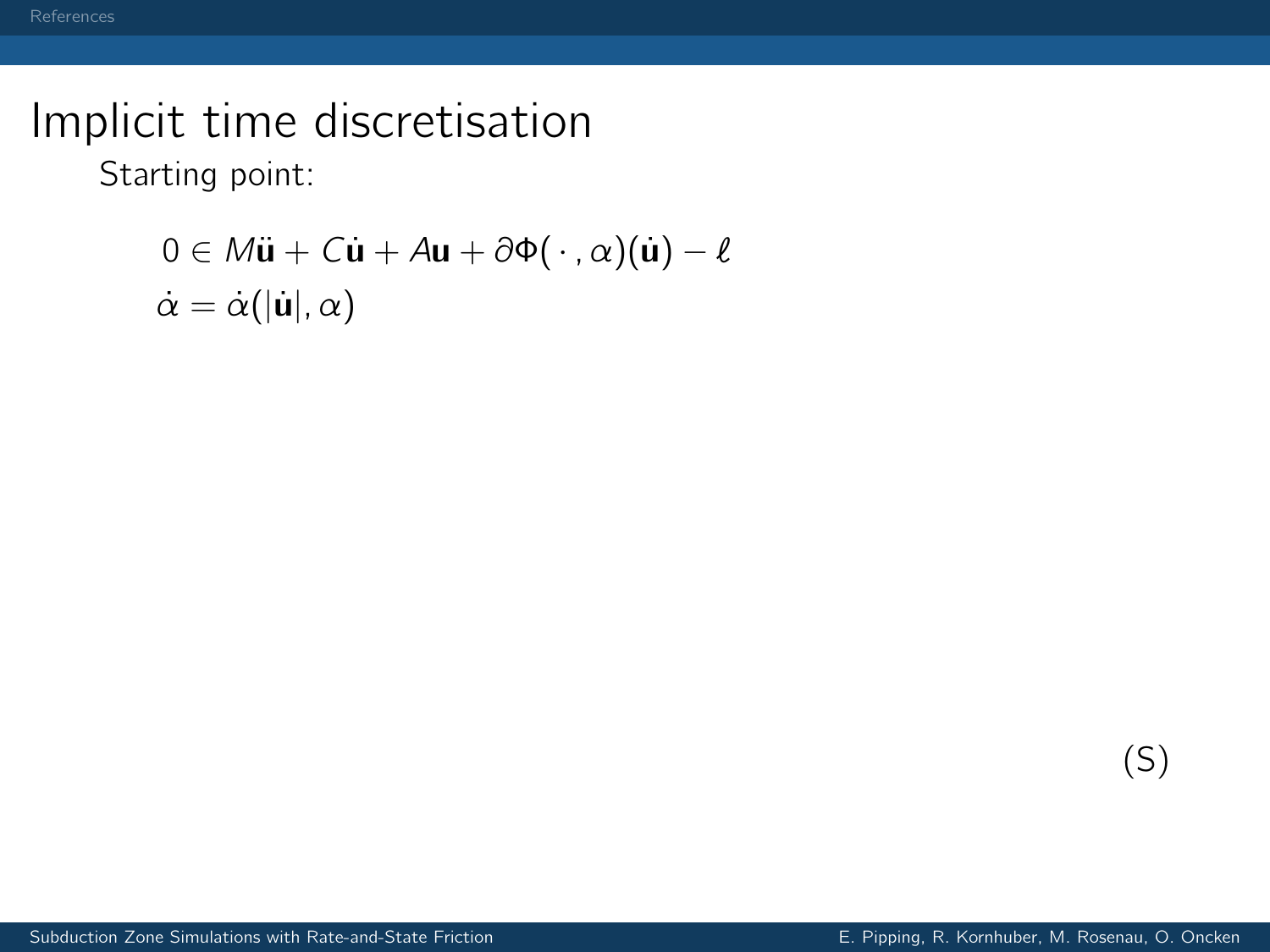# Implicit time discretisation

Starting point:

$$
\begin{aligned}
0 &\in M\ddot{\mathbf{u}} + C\dot{\mathbf{u}} + A\mathbf{u} + \partial\Phi(\,\cdot\,,\alpha)(\dot{\mathbf{u}}) - \ell \\
\dot{\alpha} &= \dot{\alpha}(|\dot{\mathbf{u}}|, \alpha)
\end{aligned}
\qquad \text{(S)}
$$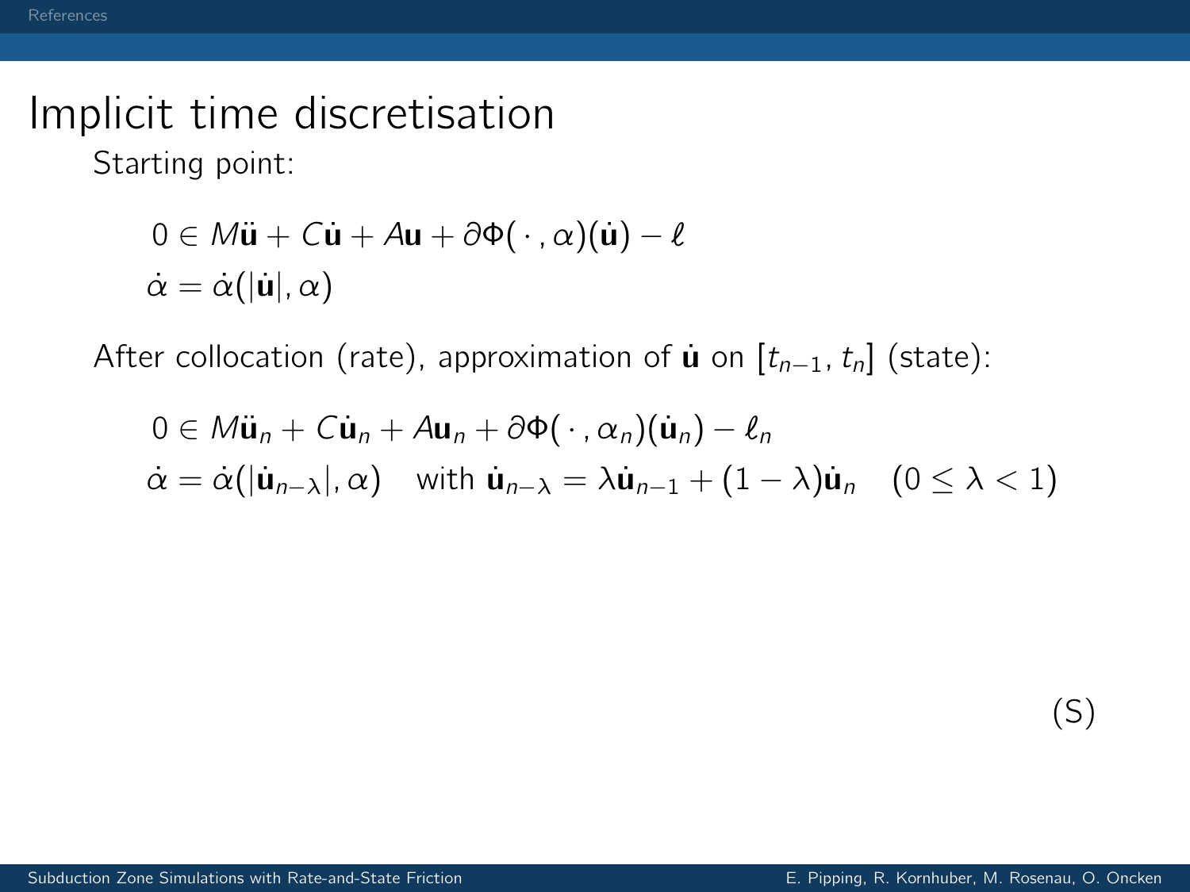# Implicit time discretisation

Starting point:

$$
\begin{aligned}
&0 \in M\ddot{\mathbf{u}} + C\dot{\mathbf{u}} + A\mathbf{u} + \partial\Phi(\,\cdot\,,\alpha)(\dot{\mathbf{u}}) - \ell \\
&\dot{\alpha} = \dot{\alpha}(|\dot{\mathbf{u}}|, \alpha)
\end{aligned}
$$

After collocation (rate), approximation of $\dot{\mathbf{u}}$ on $[t_{n-1}, t_n]$ (state):

$$
\begin{aligned}
&0 \in M\ddot{\mathbf{u}}_n + C\dot{\mathbf{u}}_n + A\mathbf{u}_n + \partial\Phi(\,\cdot\,,\alpha_n)(\dot{\mathbf{u}}_n) - \ell_n \\
&\dot{\alpha} = \dot{\alpha}(|\dot{\mathbf{u}}_{n-\lambda}|, \alpha) \quad \text{with } \dot{\mathbf{u}}_{n-\lambda} = \lambda\dot{\mathbf{u}}_{n-1} + (1-\lambda)\dot{\mathbf{u}}_n \quad (0 \leq \lambda < 1)
\end{aligned}
$$

(S)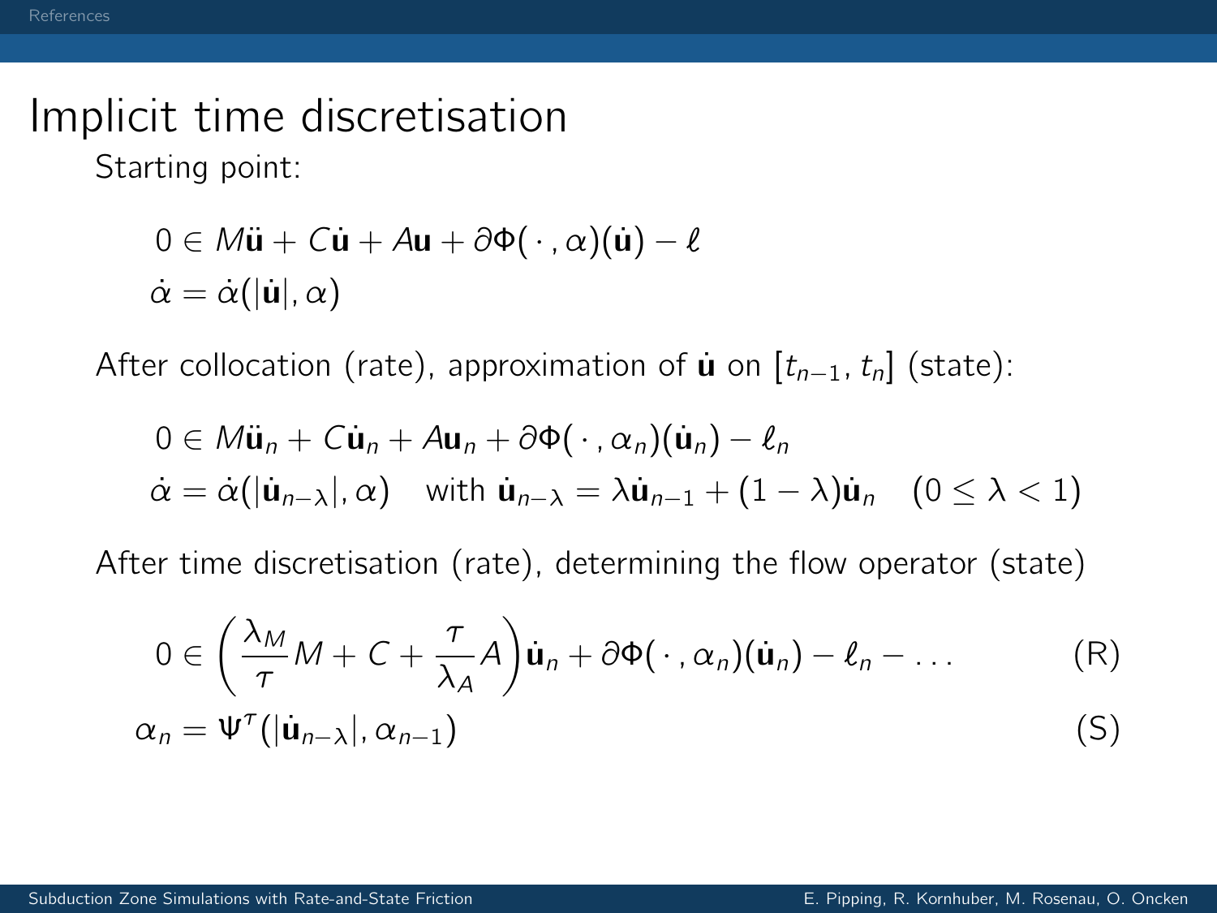# Implicit time discretisation

Starting point:

$$
\begin{aligned}
&0 \in M\ddot{\mathbf{u}} + C\dot{\mathbf{u}} + A\mathbf{u} + \partial\Phi(\,\cdot\,,\alpha)(\dot{\mathbf{u}}) - \ell \\
&\dot{\alpha} = \dot{\alpha}(|\dot{\mathbf{u}}|, \alpha)
\end{aligned}
$$

After collocation (rate), approximation of $\dot{\mathbf{u}}$ on $[t_{n-1}, t_n]$ (state):

$$
\begin{aligned}
&0 \in M\ddot{\mathbf{u}}_n + C\dot{\mathbf{u}}_n + A\mathbf{u}_n + \partial\Phi(\,\cdot\,,\alpha_n)(\dot{\mathbf{u}}_n) - \ell_n \\
&\dot{\alpha} = \dot{\alpha}(|\dot{\mathbf{u}}_{n-\lambda}|, \alpha) \quad \text{with } \dot{\mathbf{u}}_{n-\lambda} = \lambda\dot{\mathbf{u}}_{n-1} + (1-\lambda)\dot{\mathbf{u}}_n \quad (0 \leq \lambda < 1)
\end{aligned}
$$

After time discretisation (rate), determining the flow operator (state)

$$
0 \in \left(\frac{\lambda_M}{\tau} M + C + \frac{\tau}{\lambda_A} A\right)\dot{\mathbf{u}}_n + \partial\Phi(\,\cdot\,,\alpha_n)(\dot{\mathbf{u}}_n) - \ell_n - \dots \tag{R}
$$

$$
\alpha_n = \Psi^\tau(|\dot{\mathbf{u}}_{n-\lambda}|, \alpha_{n-1}) \tag{S}
$$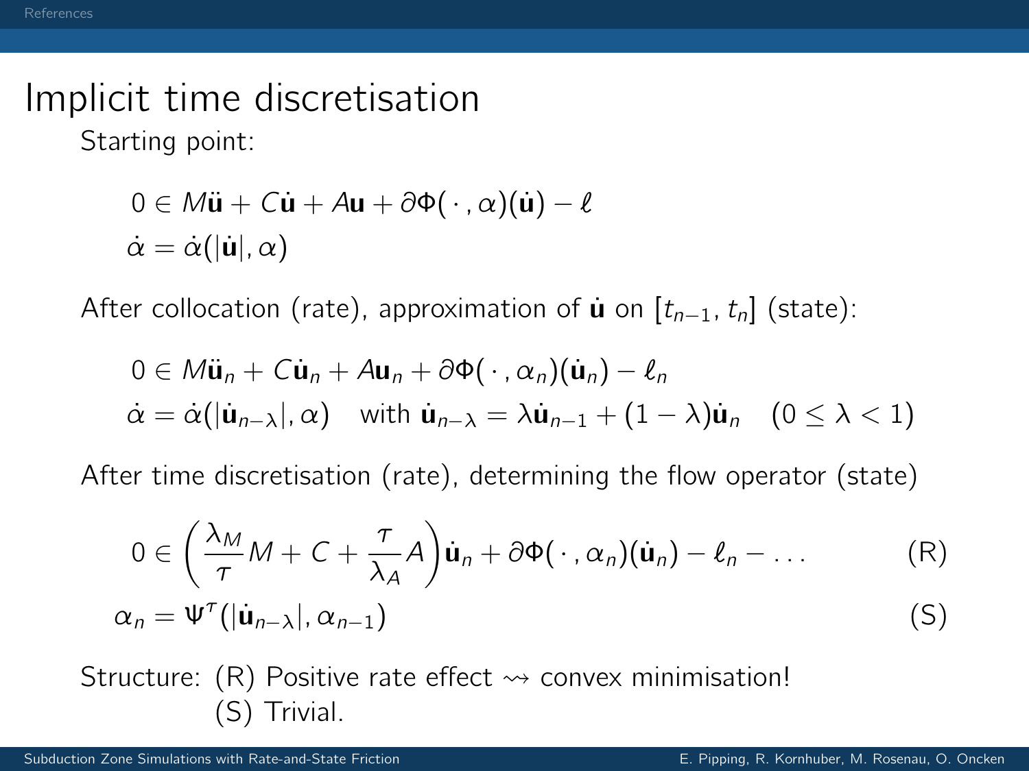# Implicit time discretisation

Starting point:

$$
\begin{aligned}
&0 \in M\ddot{\mathbf{u}} + C\dot{\mathbf{u}} + A\mathbf{u} + \partial\Phi(\,\cdot\,,\alpha)(\dot{\mathbf{u}}) - \ell \\
&\dot{\alpha} = \dot{\alpha}(|\dot{\mathbf{u}}|, \alpha)
\end{aligned}
$$

After collocation (rate), approximation of $\dot{\mathbf{u}}$ on $[t_{n-1}, t_n]$ (state):

$$
\begin{aligned}
&0 \in M\ddot{\mathbf{u}}_n + C\dot{\mathbf{u}}_n + A\mathbf{u}_n + \partial\Phi(\,\cdot\,,\alpha_n)(\dot{\mathbf{u}}_n) - \ell_n \\
&\dot{\alpha} = \dot{\alpha}(|\dot{\mathbf{u}}_{n-\lambda}|, \alpha) \quad \text{with } \dot{\mathbf{u}}_{n-\lambda} = \lambda\dot{\mathbf{u}}_{n-1} + (1-\lambda)\dot{\mathbf{u}}_n \quad (0 \le \lambda < 1)
\end{aligned}
$$

After time discretisation (rate), determining the flow operator (state)

$$
0 \in \left(\frac{\lambda_M}{\tau}M + C + \frac{\tau}{\lambda_A}A\right)\dot{\mathbf{u}}_n + \partial\Phi(\,\cdot\,,\alpha_n)(\dot{\mathbf{u}}_n) - \ell_n - \ldots \qquad \text{(R)}
$$

$$
\alpha_n = \Psi^\tau(|\dot{\mathbf{u}}_{n-\lambda}|, \alpha_{n-1}) \qquad \text{(S)}
$$

Structure: (R) Positive rate effect $\rightsquigarrow$ convex minimisation!
(S) Trivial.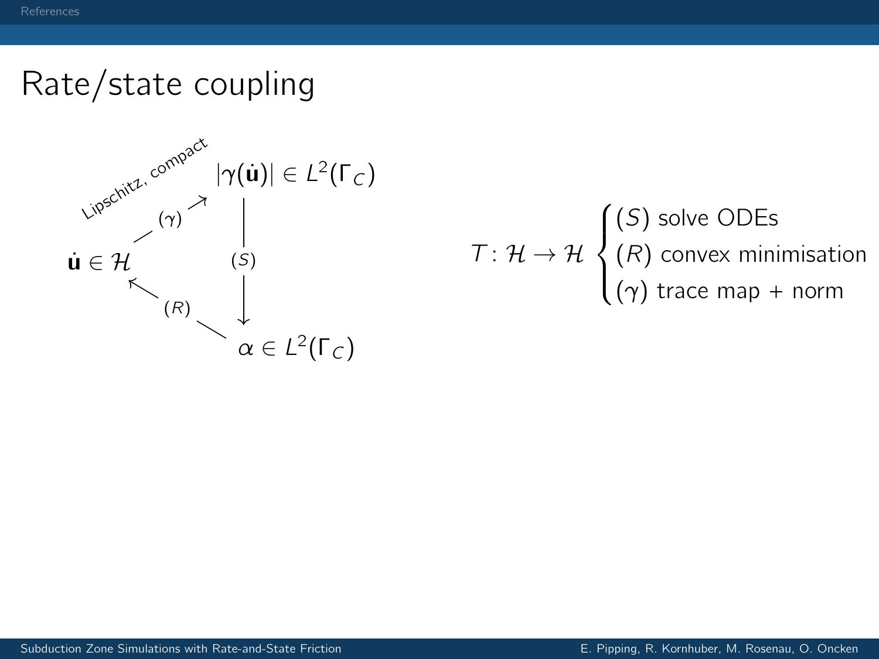# Rate/state coupling

$\dot{\mathbf{u}} \in \mathcal{H}$ $\xrightarrow{(\gamma)}$ $|\gamma(\dot{\mathbf{u}})| \in L^2(\Gamma_C)$ (Lipschitz, compact)

$|\gamma(\dot{\mathbf{u}})| \in L^2(\Gamma_C)$ $\xrightarrow{(S)}$ $\alpha \in L^2(\Gamma_C)$

$\alpha \in L^2(\Gamma_C)$ $\xrightarrow{(R)}$ $\dot{\mathbf{u}} \in \mathcal{H}$

$$T \colon \mathcal{H} \to \mathcal{H} \begin{cases} (S) \text{ solve ODEs} \\ (R) \text{ convex minimisation} \\ (\gamma) \text{ trace map + norm} \end{cases}$$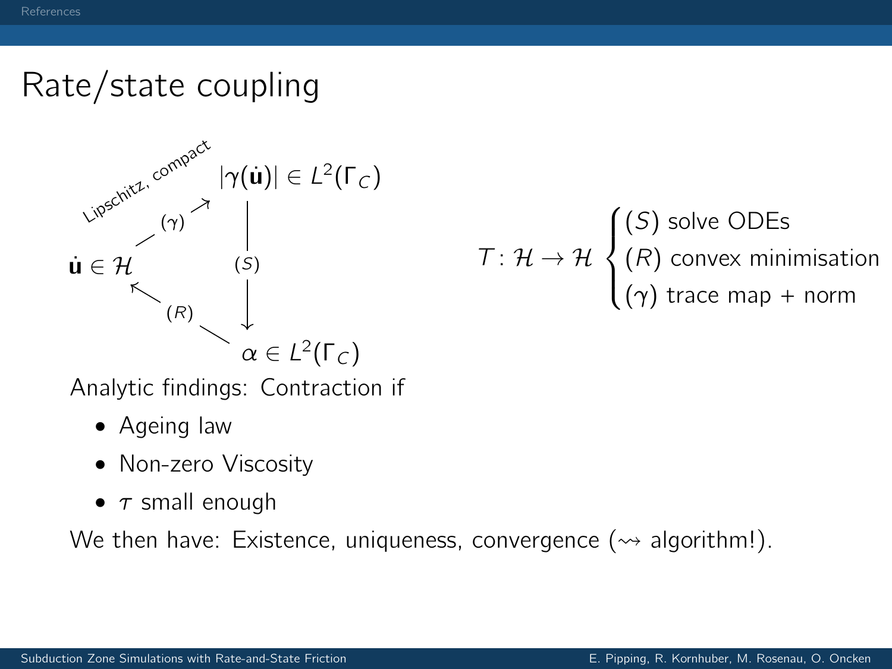# Rate/state coupling

$\dot{\mathbf{u}} \in \mathcal{H}$ —$(\gamma)$→ $|\gamma(\dot{\mathbf{u}})| \in L^2(\Gamma_C)$ (Lipschitz, compact)

$|\gamma(\dot{\mathbf{u}})| \in L^2(\Gamma_C)$ —$(S)$→ $\alpha \in L^2(\Gamma_C)$

$\alpha \in L^2(\Gamma_C)$ —$(R)$→ $\dot{\mathbf{u}} \in \mathcal{H}$

$$T\colon \mathcal{H} \to \mathcal{H} \begin{cases} (S) \text{ solve ODEs} \\ (R) \text{ convex minimisation} \\ (\gamma) \text{ trace map + norm} \end{cases}$$

Analytic findings: Contraction if

- Ageing law
- Non-zero Viscosity
- $\tau$ small enough

We then have: Existence, uniqueness, convergence ($\rightsquigarrow$ algorithm!).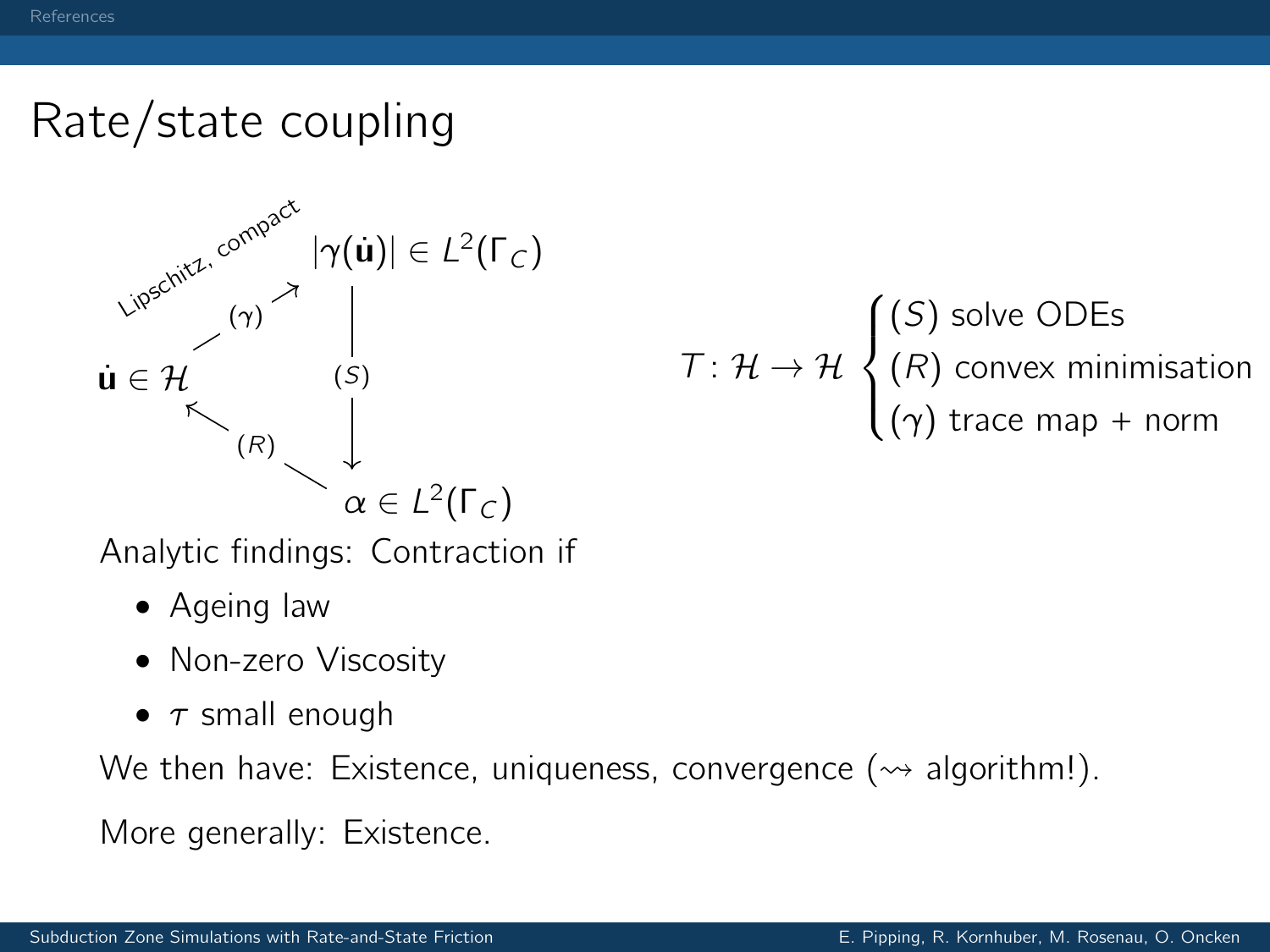# Rate/state coupling

$\dot{\mathbf{u}} \in \mathcal{H}$ —$(\gamma)$→ $|\gamma(\dot{\mathbf{u}})| \in L^2(\Gamma_C)$ (Lipschitz, compact)

$|\gamma(\dot{\mathbf{u}})| \in L^2(\Gamma_C)$ —$(S)$→ $\alpha \in L^2(\Gamma_C)$

$\alpha \in L^2(\Gamma_C)$ —$(R)$→ $\dot{\mathbf{u}} \in \mathcal{H}$

$$T\colon \mathcal{H} \to \mathcal{H} \begin{cases} (S) \text{ solve ODEs} \\ (R) \text{ convex minimisation} \\ (\gamma) \text{ trace map + norm} \end{cases}$$

Analytic findings: Contraction if

- Ageing law
- Non-zero Viscosity
- $\tau$ small enough

We then have: Existence, uniqueness, convergence ($\rightsquigarrow$ algorithm!).

More generally: Existence.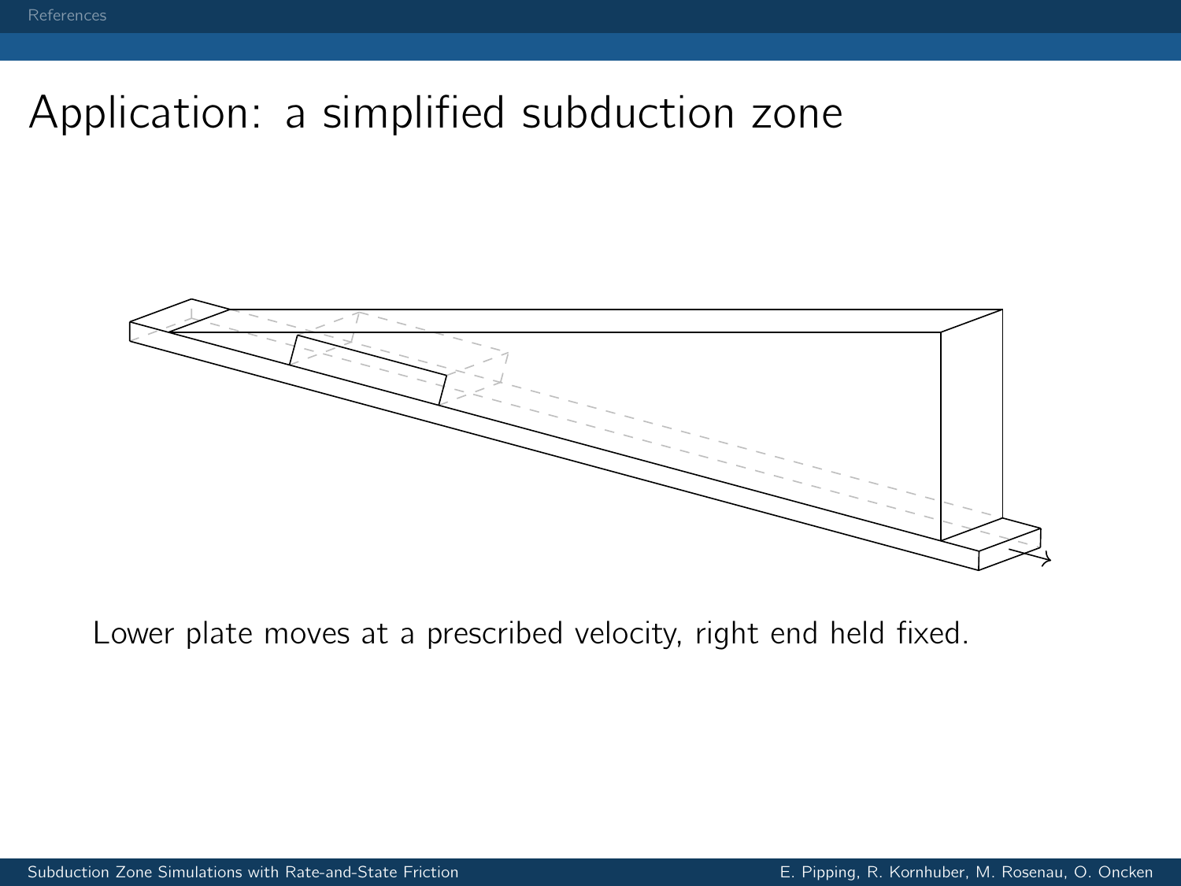# Application: a simplified subduction zone

Lower plate moves at a prescribed velocity, right end held fixed.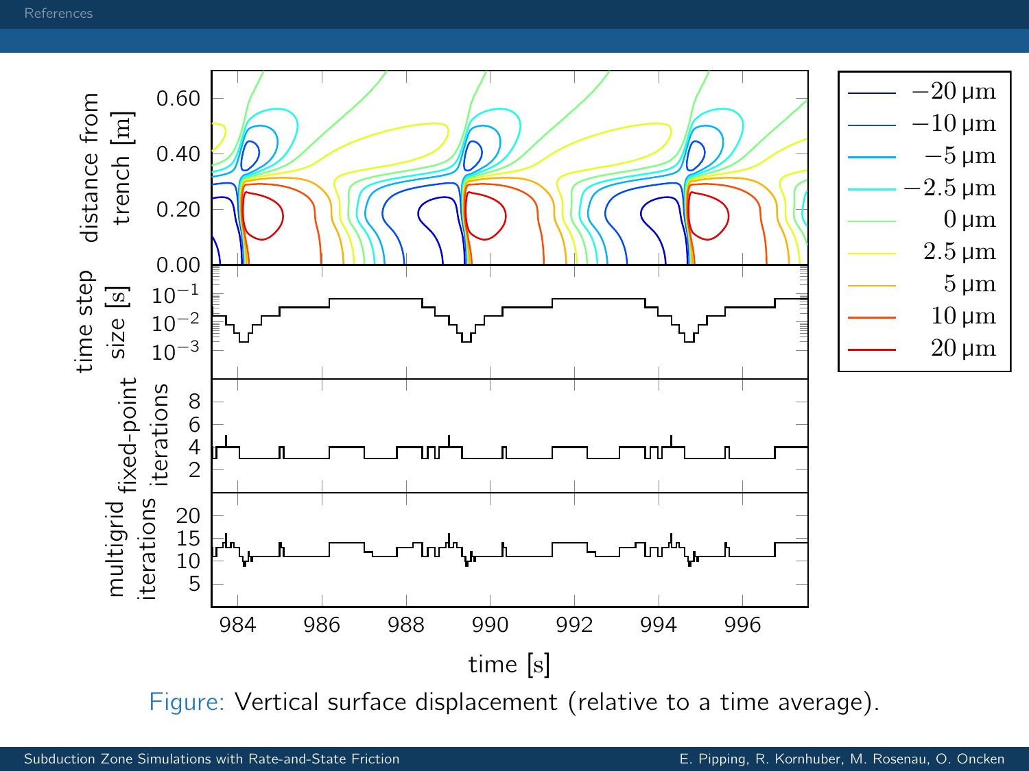Figure: Vertical surface displacement (relative to a time average).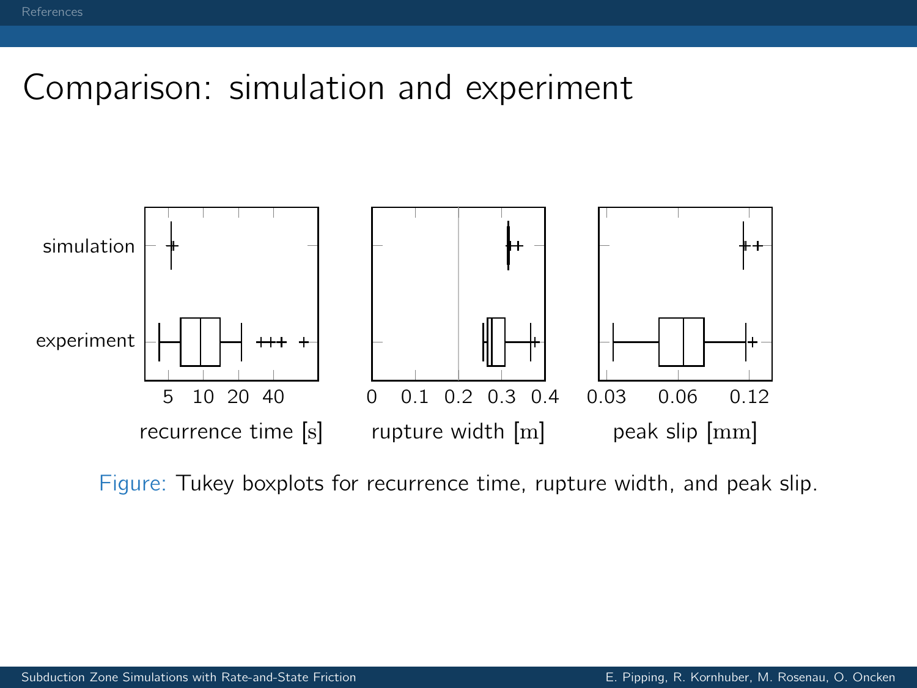# Comparison: simulation and experiment

Figure: Tukey boxplots for recurrence time, rupture width, and peak slip.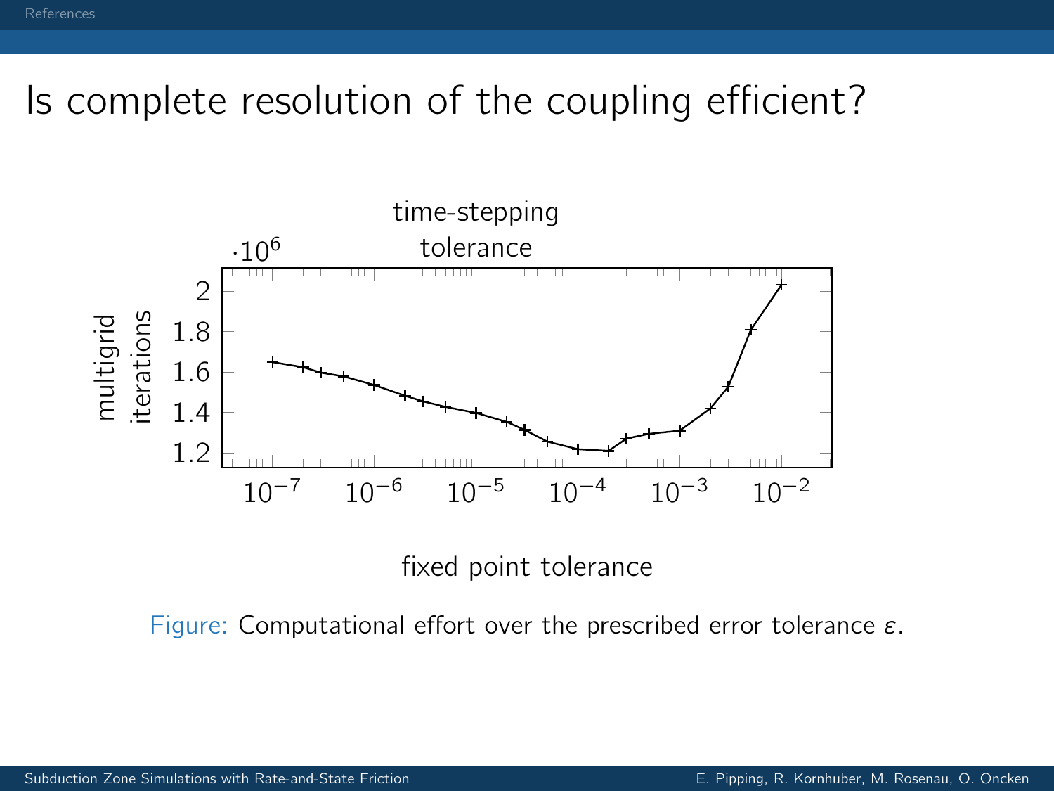# Is complete resolution of the coupling efficient?

Figure: Computational effort over the prescribed error tolerance $\varepsilon$.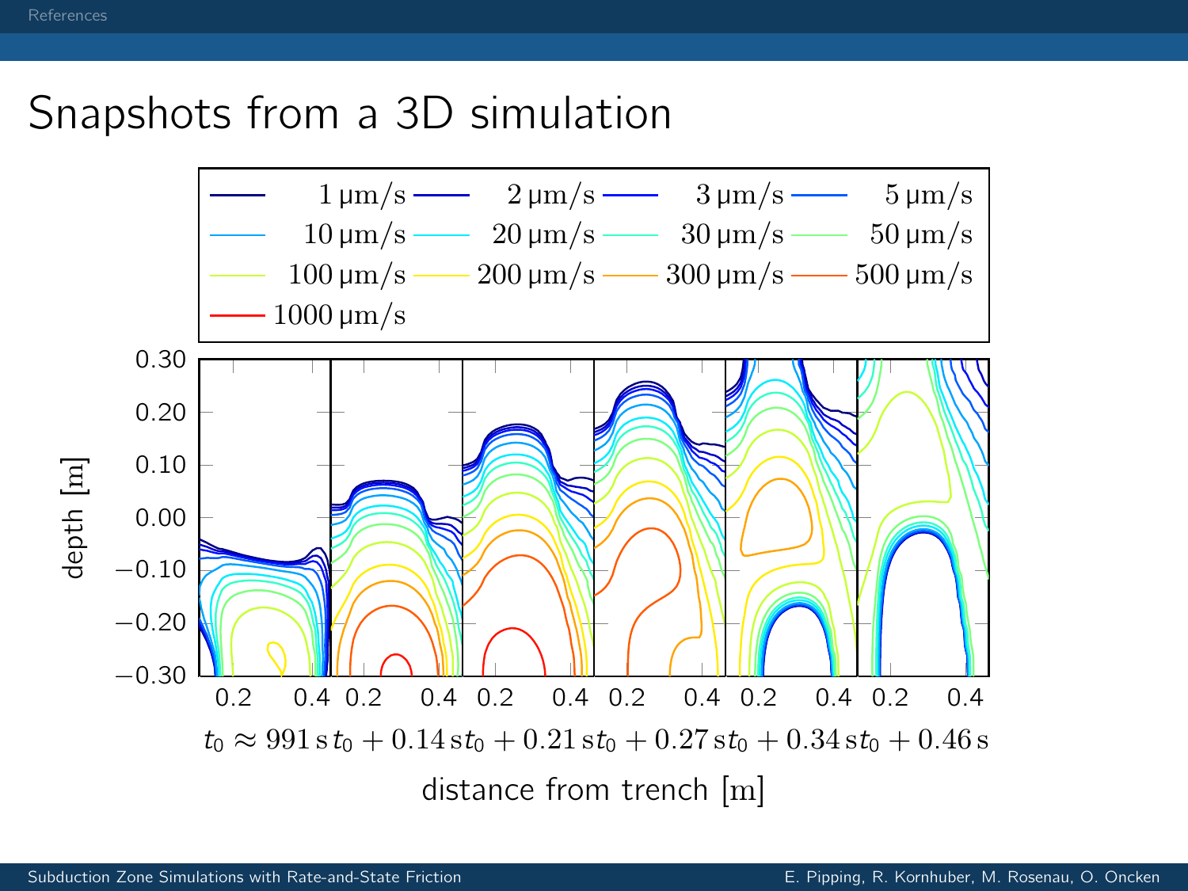# Snapshots from a 3D simulation

| | | | |
|---|---|---|---|
| 1 μm/s | 2 μm/s | 3 μm/s | 5 μm/s |
| 10 μm/s | 20 μm/s | 30 μm/s | 50 μm/s |
| 100 μm/s | 200 μm/s | 300 μm/s | 500 μm/s |
| 1000 μm/s | | | |

depth [m]: 0.30, 0.20, 0.10, 0.00, −0.10, −0.20, −0.30

$t_0 \approx 991\,\mathrm{s}$ $t_0 + 0.14\,\mathrm{s}$ $t_0 + 0.21\,\mathrm{s}$ $t_0 + 0.27\,\mathrm{s}$ $t_0 + 0.34\,\mathrm{s}$ $t_0 + 0.46\,\mathrm{s}$

distance from trench [m]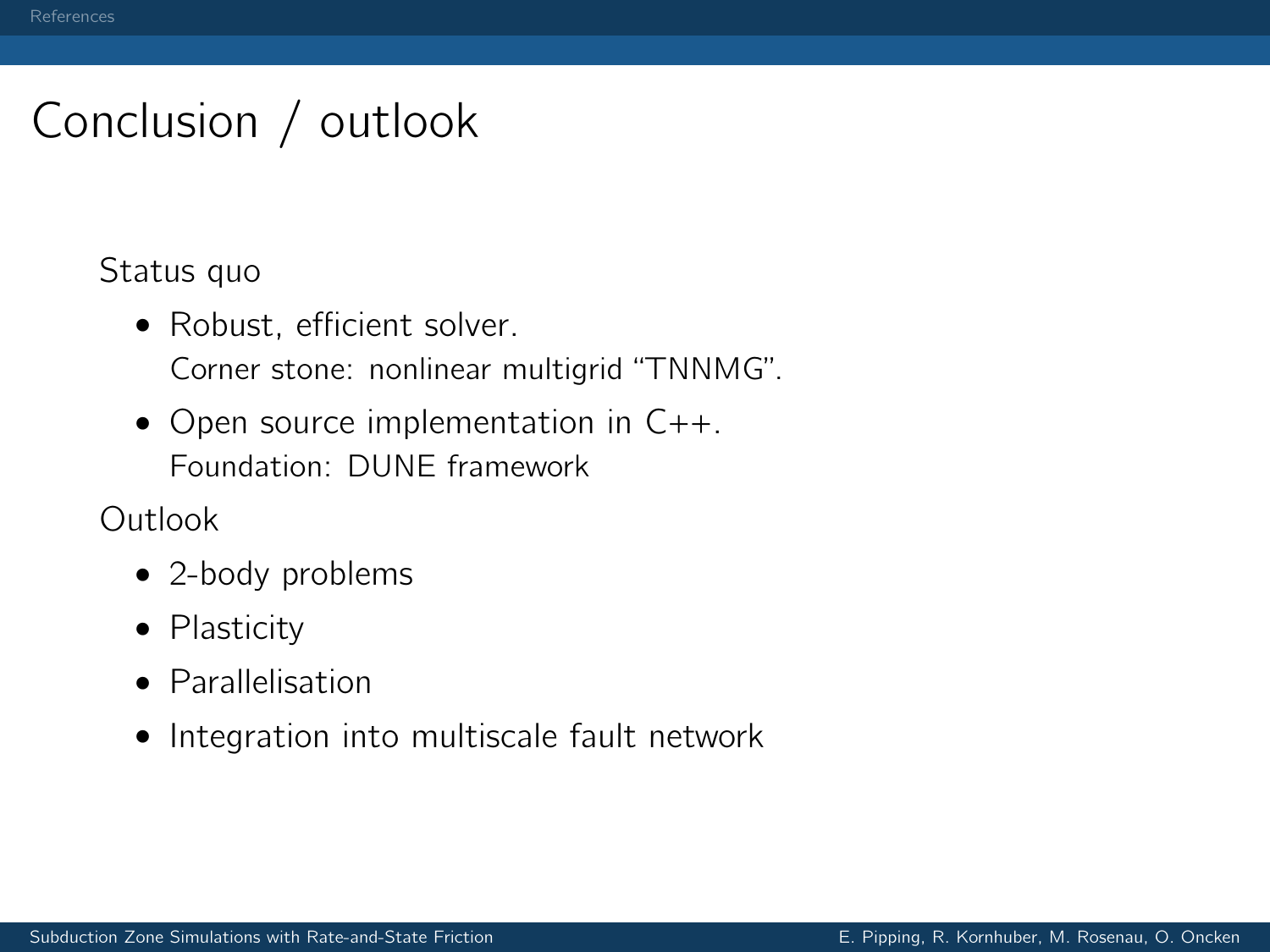# Conclusion / outlook

Status quo

- Robust, efficient solver.
  Corner stone: nonlinear multigrid “TNNMG”.
- Open source implementation in C++.
  Foundation: DUNE framework

Outlook

- 2-body problems
- Plasticity
- Parallelisation
- Integration into multiscale fault network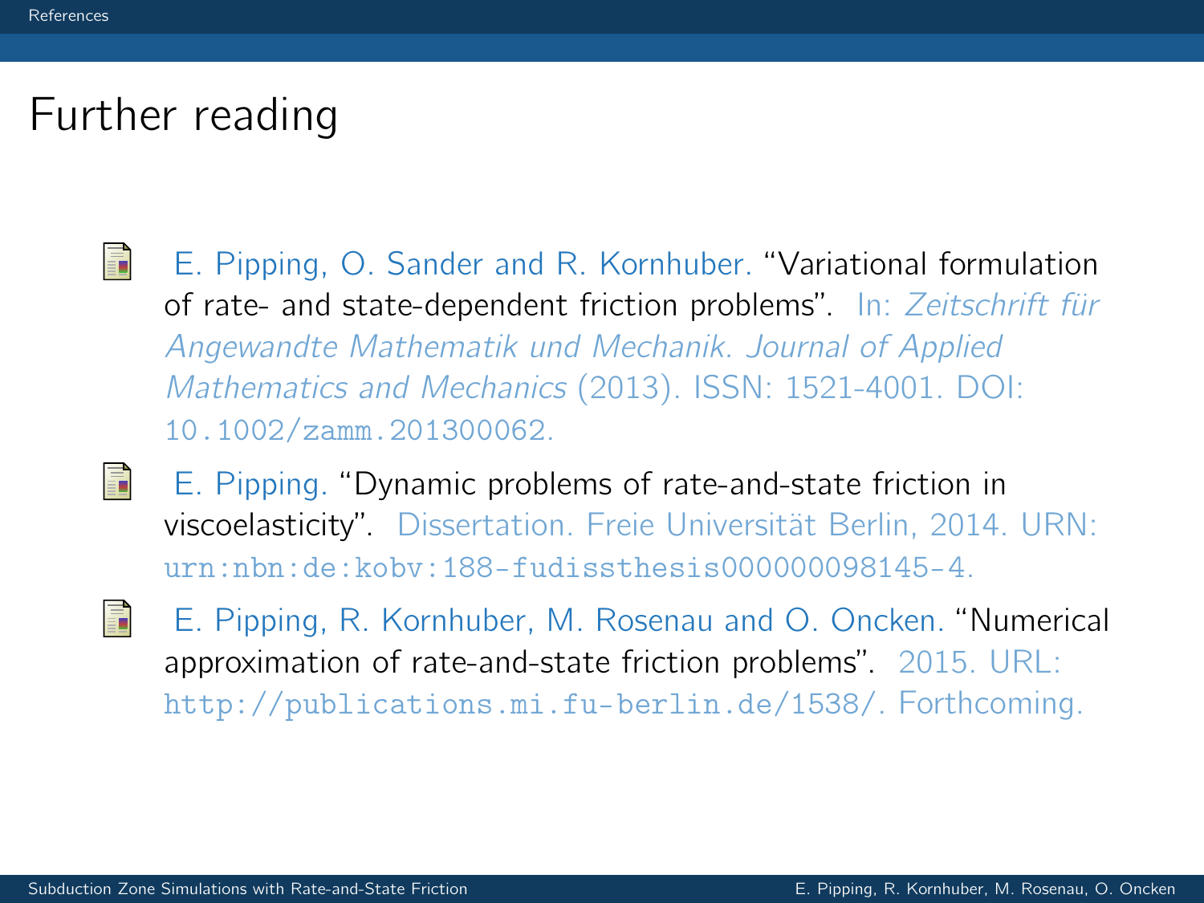# Further reading

- E. Pipping, O. Sander and R. Kornhuber. "Variational formulation of rate- and state-dependent friction problems". In: *Zeitschrift für Angewandte Mathematik und Mechanik. Journal of Applied Mathematics and Mechanics* (2013). ISSN: 1521-4001. DOI: `10.1002/zamm.201300062`.
- E. Pipping. "Dynamic problems of rate-and-state friction in viscoelasticity". Dissertation. Freie Universität Berlin, 2014. URN: `urn:nbn:de:kobv:188-fudissthesis000000098145-4`.
- E. Pipping, R. Kornhuber, M. Rosenau and O. Oncken. "Numerical approximation of rate-and-state friction problems". 2015. URL: `http://publications.mi.fu-berlin.de/1538/`. Forthcoming.